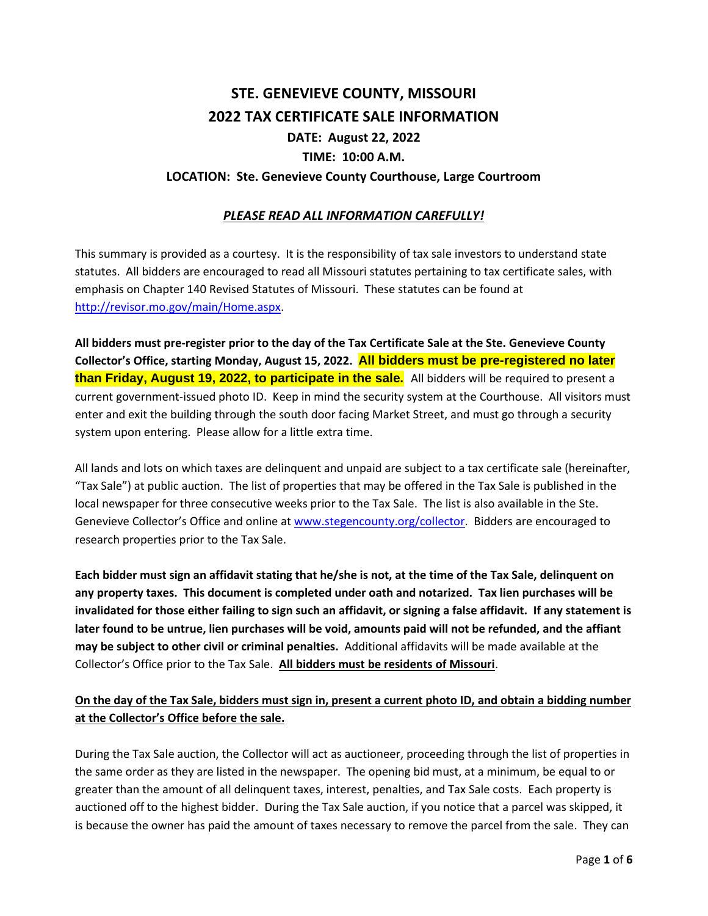# STE. GENEVIEVE COUNTY, MISSOURI
# 2022 TAX CERTIFICATE SALE INFORMATION

### DATE: August 22, 2022

### TIME: 10:00 A.M.

### LOCATION: Ste. Genevieve County Courthouse, Large Courtroom

***PLEASE READ ALL INFORMATION CAREFULLY!***

This summary is provided as a courtesy. It is the responsibility of tax sale investors to understand state statutes. All bidders are encouraged to read all Missouri statutes pertaining to tax certificate sales, with emphasis on Chapter 140 Revised Statutes of Missouri. These statutes can be found at http://revisor.mo.gov/main/Home.aspx.

**All bidders must pre-register prior to the day of the Tax Certificate Sale at the Ste. Genevieve County Collector's Office, starting Monday, August 15, 2022. All bidders must be pre-registered no later than Friday, August 19, 2022, to participate in the sale.** All bidders will be required to present a current government-issued photo ID. Keep in mind the security system at the Courthouse. All visitors must enter and exit the building through the south door facing Market Street, and must go through a security system upon entering. Please allow for a little extra time.

All lands and lots on which taxes are delinquent and unpaid are subject to a tax certificate sale (hereinafter, "Tax Sale") at public auction. The list of properties that may be offered in the Tax Sale is published in the local newspaper for three consecutive weeks prior to the Tax Sale. The list is also available in the Ste. Genevieve Collector's Office and online at www.stegencounty.org/collector. Bidders are encouraged to research properties prior to the Tax Sale.

**Each bidder must sign an affidavit stating that he/she is not, at the time of the Tax Sale, delinquent on any property taxes. This document is completed under oath and notarized. Tax lien purchases will be invalidated for those either failing to sign such an affidavit, or signing a false affidavit. If any statement is later found to be untrue, lien purchases will be void, amounts paid will not be refunded, and the affiant may be subject to other civil or criminal penalties.** Additional affidavits will be made available at the Collector's Office prior to the Tax Sale. **All bidders must be residents of Missouri**.

**On the day of the Tax Sale, bidders must sign in, present a current photo ID, and obtain a bidding number at the Collector's Office before the sale.**

During the Tax Sale auction, the Collector will act as auctioneer, proceeding through the list of properties in the same order as they are listed in the newspaper. The opening bid must, at a minimum, be equal to or greater than the amount of all delinquent taxes, interest, penalties, and Tax Sale costs. Each property is auctioned off to the highest bidder. During the Tax Sale auction, if you notice that a parcel was skipped, it is because the owner has paid the amount of taxes necessary to remove the parcel from the sale. They can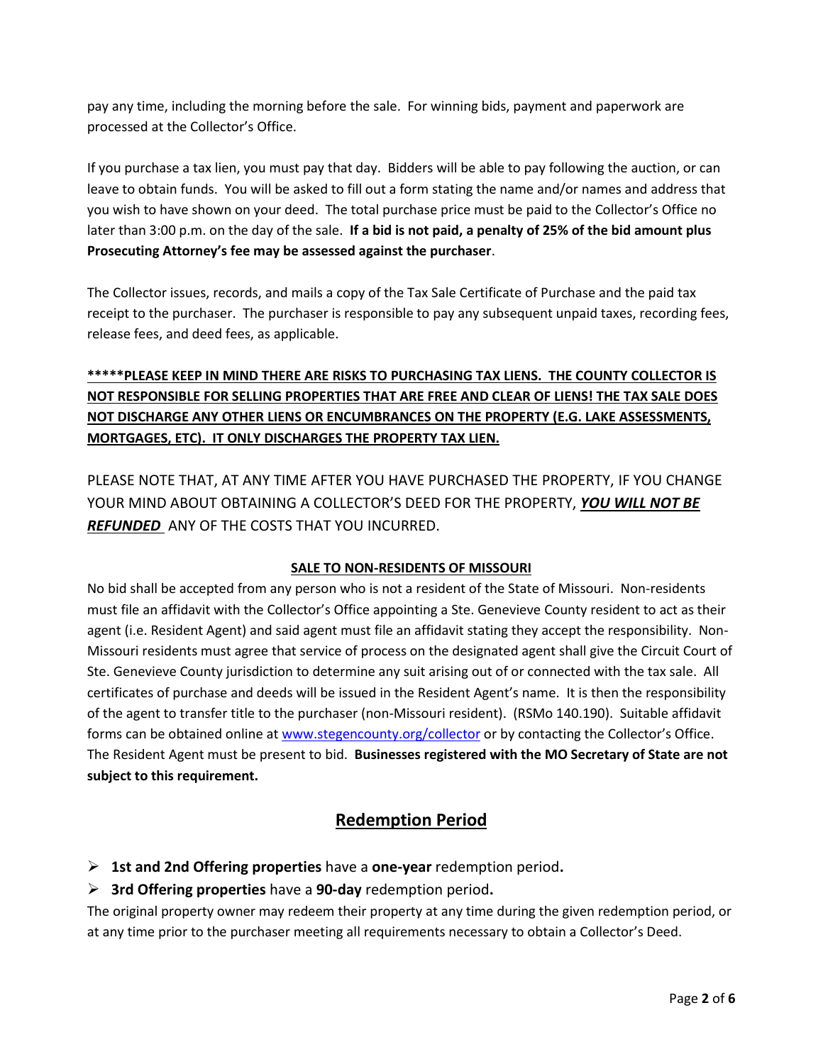pay any time, including the morning before the sale. For winning bids, payment and paperwork are processed at the Collector's Office.

If you purchase a tax lien, you must pay that day. Bidders will be able to pay following the auction, or can leave to obtain funds. You will be asked to fill out a form stating the name and/or names and address that you wish to have shown on your deed. The total purchase price must be paid to the Collector's Office no later than 3:00 p.m. on the day of the sale. **If a bid is not paid, a penalty of 25% of the bid amount plus Prosecuting Attorney's fee may be assessed against the purchaser**.

The Collector issues, records, and mails a copy of the Tax Sale Certificate of Purchase and the paid tax receipt to the purchaser. The purchaser is responsible to pay any subsequent unpaid taxes, recording fees, release fees, and deed fees, as applicable.

**\*\*\*\*\*PLEASE KEEP IN MIND THERE ARE RISKS TO PURCHASING TAX LIENS. THE COUNTY COLLECTOR IS NOT RESPONSIBLE FOR SELLING PROPERTIES THAT ARE FREE AND CLEAR OF LIENS! THE TAX SALE DOES NOT DISCHARGE ANY OTHER LIENS OR ENCUMBRANCES ON THE PROPERTY (E.G. LAKE ASSESSMENTS, MORTGAGES, ETC). IT ONLY DISCHARGES THE PROPERTY TAX LIEN.**

PLEASE NOTE THAT, AT ANY TIME AFTER YOU HAVE PURCHASED THE PROPERTY, IF YOU CHANGE YOUR MIND ABOUT OBTAINING A COLLECTOR'S DEED FOR THE PROPERTY, ***YOU WILL NOT BE REFUNDED*** ANY OF THE COSTS THAT YOU INCURRED.

**SALE TO NON-RESIDENTS OF MISSOURI**

No bid shall be accepted from any person who is not a resident of the State of Missouri. Non-residents must file an affidavit with the Collector's Office appointing a Ste. Genevieve County resident to act as their agent (i.e. Resident Agent) and said agent must file an affidavit stating they accept the responsibility. Non-Missouri residents must agree that service of process on the designated agent shall give the Circuit Court of Ste. Genevieve County jurisdiction to determine any suit arising out of or connected with the tax sale. All certificates of purchase and deeds will be issued in the Resident Agent's name. It is then the responsibility of the agent to transfer title to the purchaser (non-Missouri resident). (RSMo 140.190). Suitable affidavit forms can be obtained online at www.stegencounty.org/collector or by contacting the Collector's Office. The Resident Agent must be present to bid. **Businesses registered with the MO Secretary of State are not subject to this requirement.**

## Redemption Period

- **1st and 2nd Offering properties** have a **one-year** redemption period**.**
- **3rd Offering properties** have a **90-day** redemption period**.**

The original property owner may redeem their property at any time during the given redemption period, or at any time prior to the purchaser meeting all requirements necessary to obtain a Collector's Deed.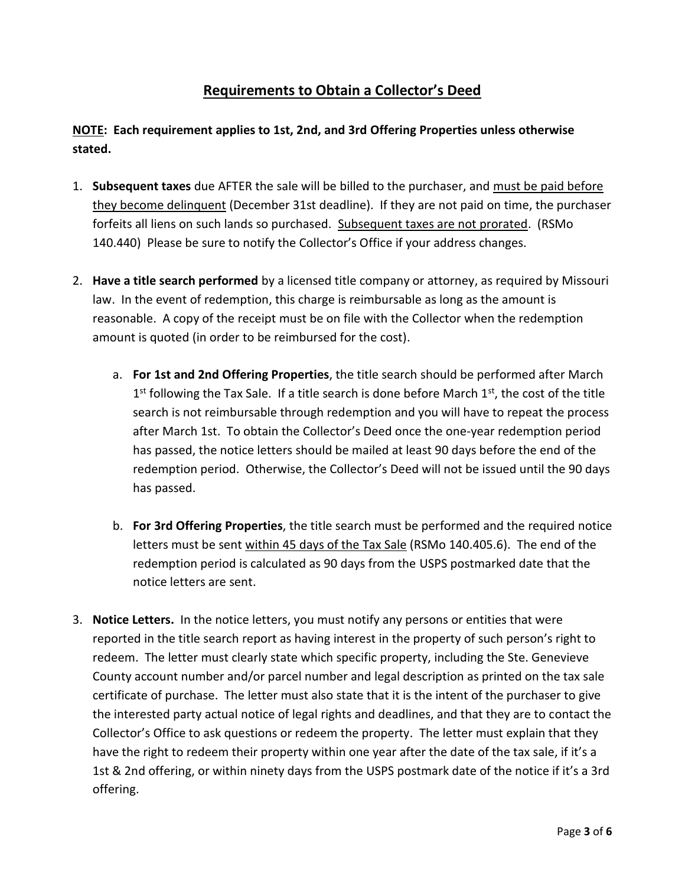# Requirements to Obtain a Collector's Deed

**NOTE: Each requirement applies to 1st, 2nd, and 3rd Offering Properties unless otherwise stated.**

1. **Subsequent taxes** due AFTER the sale will be billed to the purchaser, and must be paid before they become delinquent (December 31st deadline). If they are not paid on time, the purchaser forfeits all liens on such lands so purchased. Subsequent taxes are not prorated. (RSMo 140.440) Please be sure to notify the Collector's Office if your address changes.

2. **Have a title search performed** by a licensed title company or attorney, as required by Missouri law. In the event of redemption, this charge is reimbursable as long as the amount is reasonable. A copy of the receipt must be on file with the Collector when the redemption amount is quoted (in order to be reimbursed for the cost).

   a. **For 1st and 2nd Offering Properties**, the title search should be performed after March 1st following the Tax Sale. If a title search is done before March 1st, the cost of the title search is not reimbursable through redemption and you will have to repeat the process after March 1st. To obtain the Collector's Deed once the one-year redemption period has passed, the notice letters should be mailed at least 90 days before the end of the redemption period. Otherwise, the Collector's Deed will not be issued until the 90 days has passed.

   b. **For 3rd Offering Properties**, the title search must be performed and the required notice letters must be sent within 45 days of the Tax Sale (RSMo 140.405.6). The end of the redemption period is calculated as 90 days from the USPS postmarked date that the notice letters are sent.

3. **Notice Letters.** In the notice letters, you must notify any persons or entities that were reported in the title search report as having interest in the property of such person's right to redeem. The letter must clearly state which specific property, including the Ste. Genevieve County account number and/or parcel number and legal description as printed on the tax sale certificate of purchase. The letter must also state that it is the intent of the purchaser to give the interested party actual notice of legal rights and deadlines, and that they are to contact the Collector's Office to ask questions or redeem the property. The letter must explain that they have the right to redeem their property within one year after the date of the tax sale, if it's a 1st & 2nd offering, or within ninety days from the USPS postmark date of the notice if it's a 3rd offering.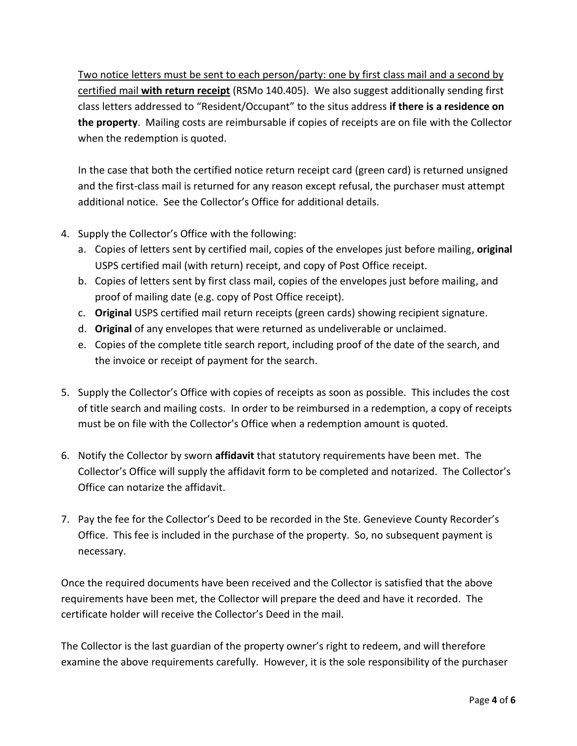Two notice letters must be sent to each person/party: one by first class mail and a second by certified mail **with return receipt** (RSMo 140.405). We also suggest additionally sending first class letters addressed to "Resident/Occupant" to the situs address **if there is a residence on the property**. Mailing costs are reimbursable if copies of receipts are on file with the Collector when the redemption is quoted.

In the case that both the certified notice return receipt card (green card) is returned unsigned and the first-class mail is returned for any reason except refusal, the purchaser must attempt additional notice. See the Collector's Office for additional details.

4. Supply the Collector's Office with the following:
   a. Copies of letters sent by certified mail, copies of the envelopes just before mailing, **original** USPS certified mail (with return) receipt, and copy of Post Office receipt.
   b. Copies of letters sent by first class mail, copies of the envelopes just before mailing, and proof of mailing date (e.g. copy of Post Office receipt).
   c. **Original** USPS certified mail return receipts (green cards) showing recipient signature.
   d. **Original** of any envelopes that were returned as undeliverable or unclaimed.
   e. Copies of the complete title search report, including proof of the date of the search, and the invoice or receipt of payment for the search.

5. Supply the Collector's Office with copies of receipts as soon as possible. This includes the cost of title search and mailing costs. In order to be reimbursed in a redemption, a copy of receipts must be on file with the Collector's Office when a redemption amount is quoted.

6. Notify the Collector by sworn **affidavit** that statutory requirements have been met. The Collector's Office will supply the affidavit form to be completed and notarized. The Collector's Office can notarize the affidavit.

7. Pay the fee for the Collector's Deed to be recorded in the Ste. Genevieve County Recorder's Office. This fee is included in the purchase of the property. So, no subsequent payment is necessary.

Once the required documents have been received and the Collector is satisfied that the above requirements have been met, the Collector will prepare the deed and have it recorded. The certificate holder will receive the Collector's Deed in the mail.

The Collector is the last guardian of the property owner's right to redeem, and will therefore examine the above requirements carefully. However, it is the sole responsibility of the purchaser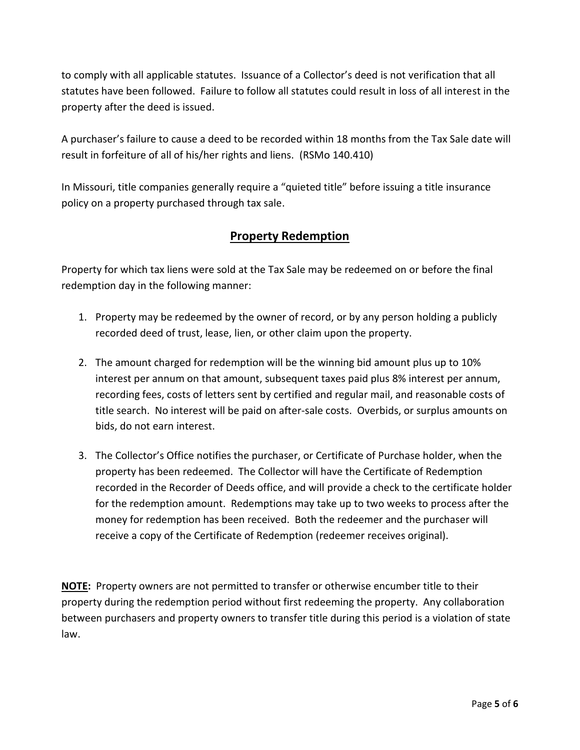to comply with all applicable statutes. Issuance of a Collector's deed is not verification that all statutes have been followed. Failure to follow all statutes could result in loss of all interest in the property after the deed is issued.

A purchaser's failure to cause a deed to be recorded within 18 months from the Tax Sale date will result in forfeiture of all of his/her rights and liens. (RSMo 140.410)

In Missouri, title companies generally require a "quieted title" before issuing a title insurance policy on a property purchased through tax sale.

## Property Redemption

Property for which tax liens were sold at the Tax Sale may be redeemed on or before the final redemption day in the following manner:

1. Property may be redeemed by the owner of record, or by any person holding a publicly recorded deed of trust, lease, lien, or other claim upon the property.

2. The amount charged for redemption will be the winning bid amount plus up to 10% interest per annum on that amount, subsequent taxes paid plus 8% interest per annum, recording fees, costs of letters sent by certified and regular mail, and reasonable costs of title search. No interest will be paid on after-sale costs. Overbids, or surplus amounts on bids, do not earn interest.

3. The Collector's Office notifies the purchaser, or Certificate of Purchase holder, when the property has been redeemed. The Collector will have the Certificate of Redemption recorded in the Recorder of Deeds office, and will provide a check to the certificate holder for the redemption amount. Redemptions may take up to two weeks to process after the money for redemption has been received. Both the redeemer and the purchaser will receive a copy of the Certificate of Redemption (redeemer receives original).

**NOTE:** Property owners are not permitted to transfer or otherwise encumber title to their property during the redemption period without first redeeming the property. Any collaboration between purchasers and property owners to transfer title during this period is a violation of state law.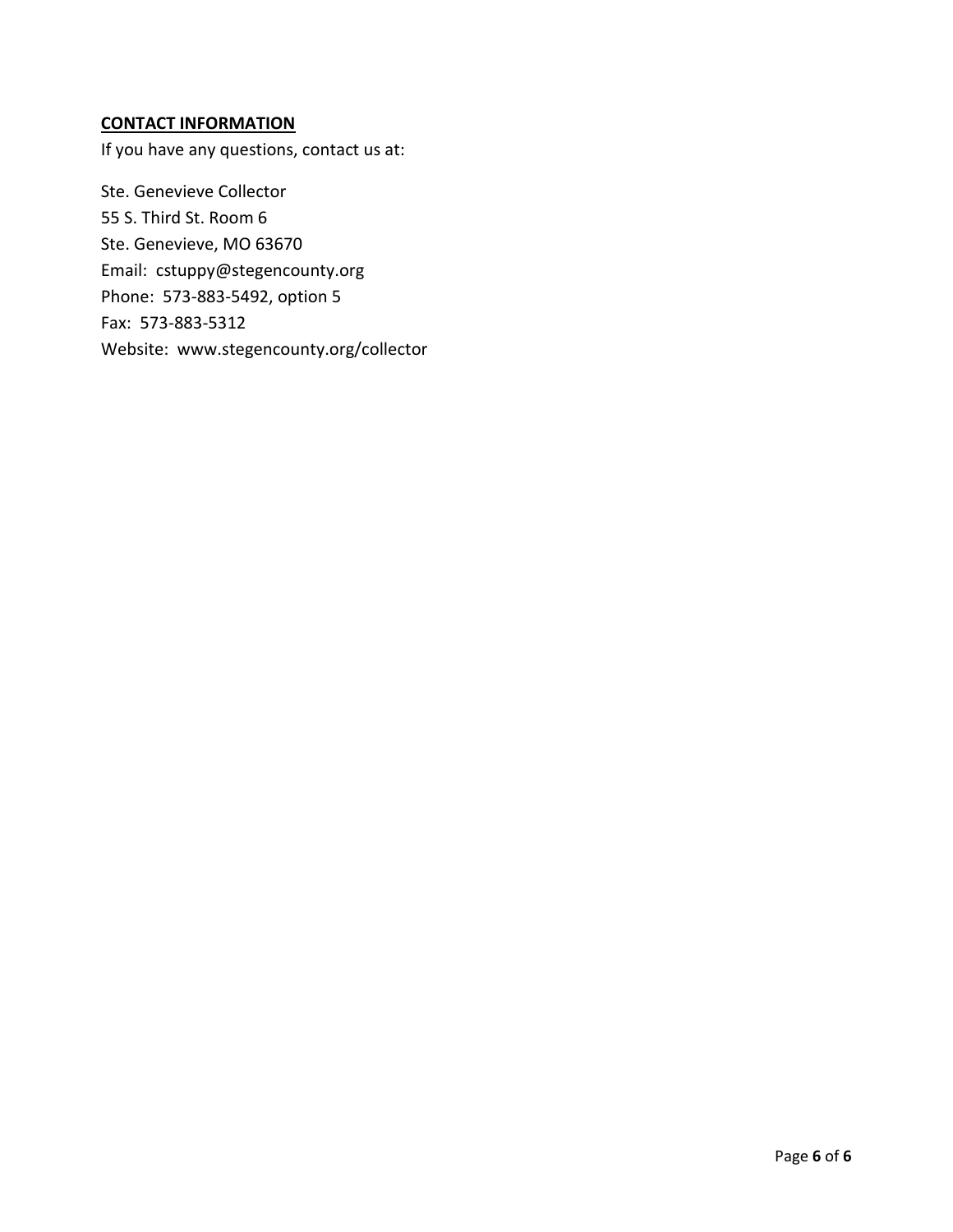**CONTACT INFORMATION**

If you have any questions, contact us at:

Ste. Genevieve Collector
55 S. Third St. Room 6
Ste. Genevieve, MO 63670
Email: cstuppy@stegencounty.org
Phone: 573-883-5492, option 5
Fax: 573-883-5312
Website: www.stegencounty.org/collector